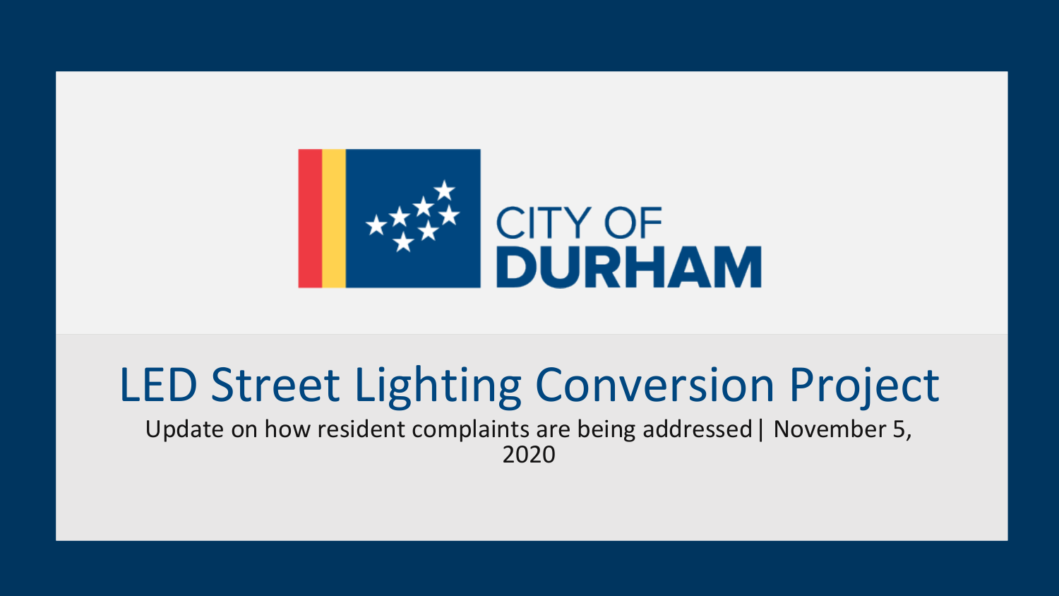CITY OF DURHAM

# LED Street Lighting Conversion Project

Update on how resident complaints are being addressed | November 5, 2020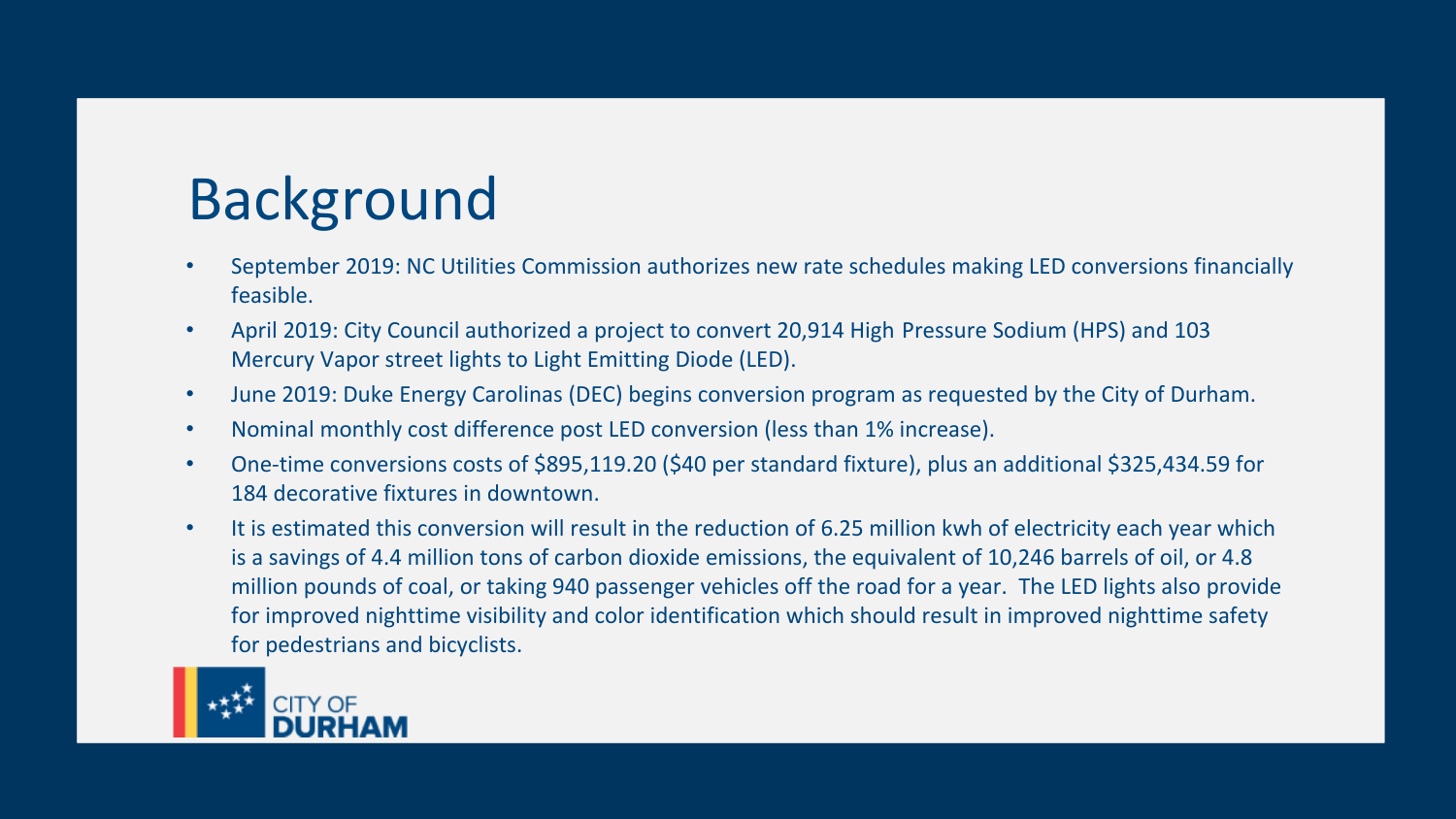# Background

- September 2019: NC Utilities Commission authorizes new rate schedules making LED conversions financially feasible.
- April 2019: City Council authorized a project to convert 20,914 High Pressure Sodium (HPS) and 103 Mercury Vapor street lights to Light Emitting Diode (LED).
- June 2019: Duke Energy Carolinas (DEC) begins conversion program as requested by the City of Durham.
- Nominal monthly cost difference post LED conversion (less than 1% increase).
- One-time conversions costs of $895,119.20 ($40 per standard fixture), plus an additional $325,434.59 for 184 decorative fixtures in downtown.
- It is estimated this conversion will result in the reduction of 6.25 million kwh of electricity each year which is a savings of 4.4 million tons of carbon dioxide emissions, the equivalent of 10,246 barrels of oil, or 4.8 million pounds of coal, or taking 940 passenger vehicles off the road for a year. The LED lights also provide for improved nighttime visibility and color identification which should result in improved nighttime safety for pedestrians and bicyclists.

CITY OF DURHAM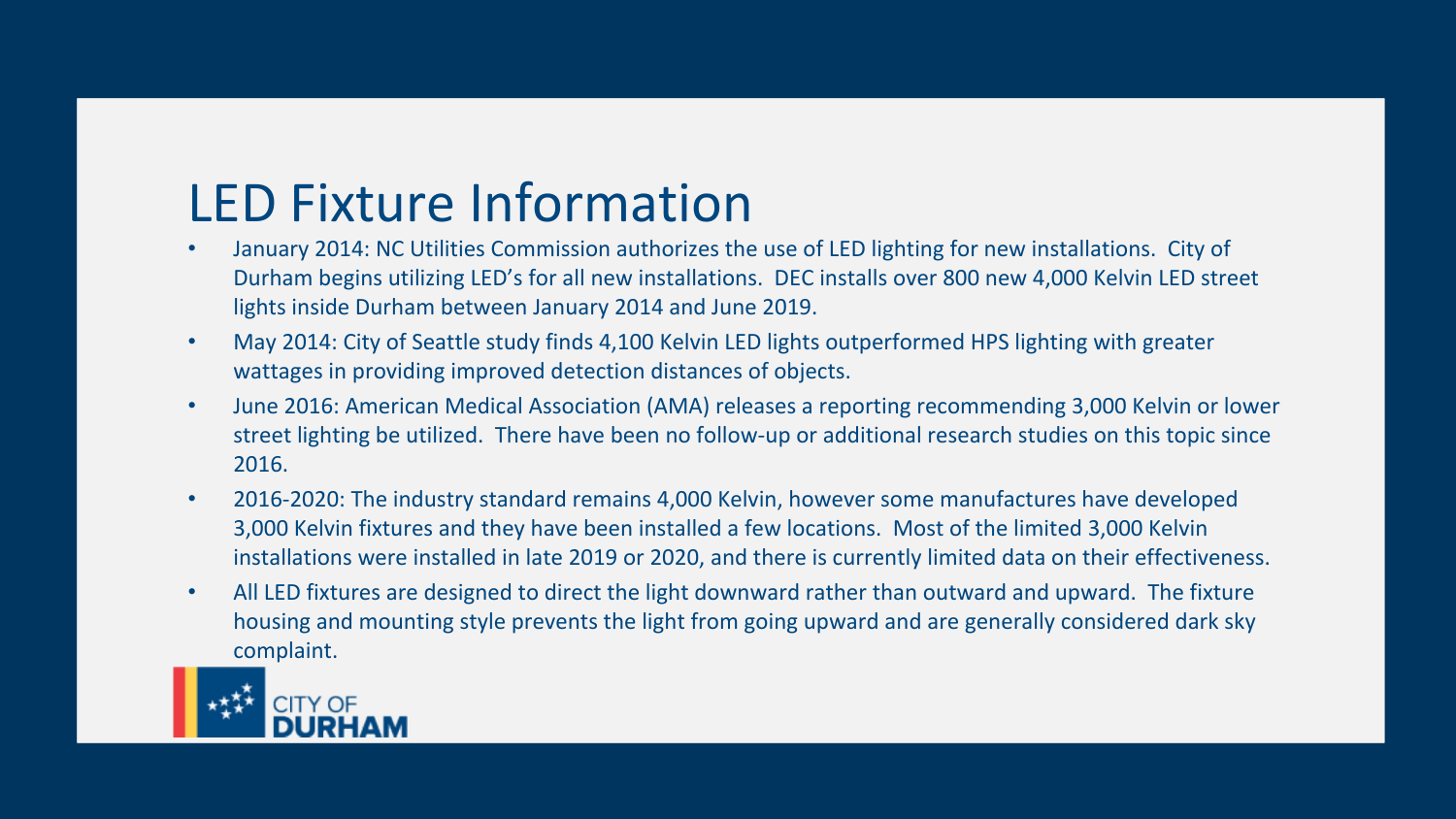# LED Fixture Information

- January 2014: NC Utilities Commission authorizes the use of LED lighting for new installations. City of Durham begins utilizing LED's for all new installations. DEC installs over 800 new 4,000 Kelvin LED street lights inside Durham between January 2014 and June 2019.
- May 2014: City of Seattle study finds 4,100 Kelvin LED lights outperformed HPS lighting with greater wattages in providing improved detection distances of objects.
- June 2016: American Medical Association (AMA) releases a reporting recommending 3,000 Kelvin or lower street lighting be utilized. There have been no follow-up or additional research studies on this topic since 2016.
- 2016-2020: The industry standard remains 4,000 Kelvin, however some manufactures have developed 3,000 Kelvin fixtures and they have been installed a few locations. Most of the limited 3,000 Kelvin installations were installed in late 2019 or 2020, and there is currently limited data on their effectiveness.
- All LED fixtures are designed to direct the light downward rather than outward and upward. The fixture housing and mounting style prevents the light from going upward and are generally considered dark sky complaint.

CITY OF DURHAM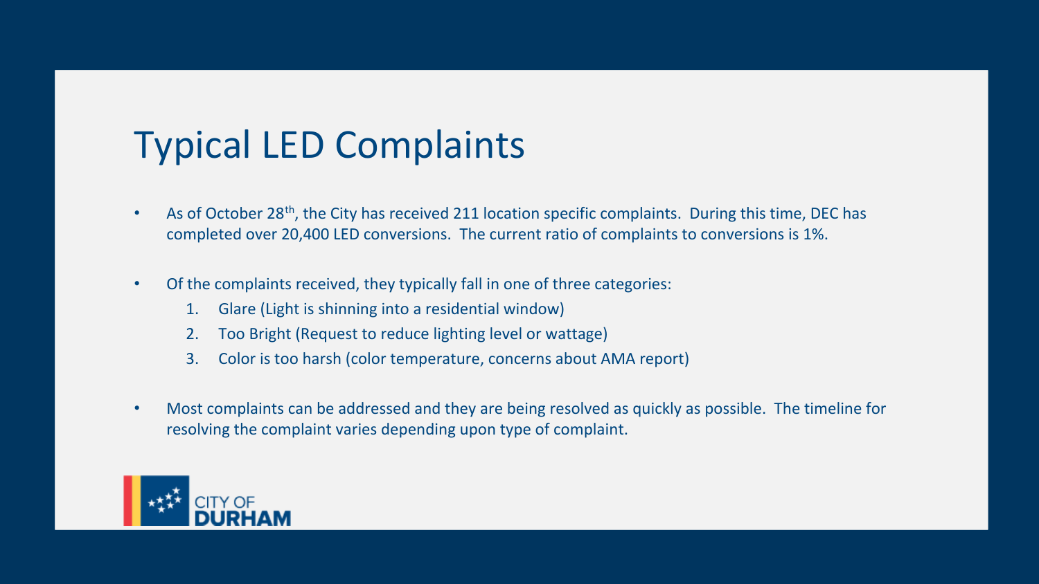# Typical LED Complaints

- As of October 28th, the City has received 211 location specific complaints. During this time, DEC has completed over 20,400 LED conversions. The current ratio of complaints to conversions is 1%.

- Of the complaints received, they typically fall in one of three categories:
    1. Glare (Light is shinning into a residential window)
    2. Too Bright (Request to reduce lighting level or wattage)
    3. Color is too harsh (color temperature, concerns about AMA report)

- Most complaints can be addressed and they are being resolved as quickly as possible. The timeline for resolving the complaint varies depending upon type of complaint.

CITY OF DURHAM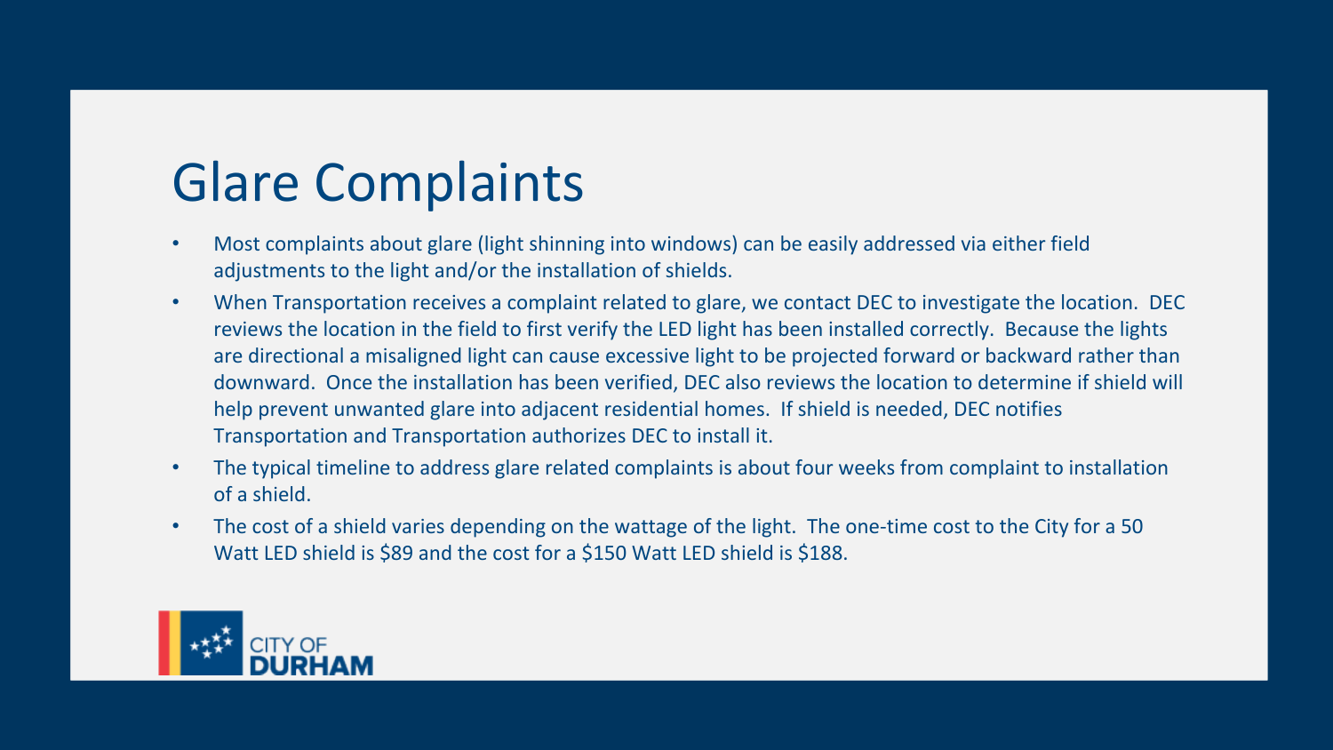# Glare Complaints

- Most complaints about glare (light shinning into windows) can be easily addressed via either field adjustments to the light and/or the installation of shields.
- When Transportation receives a complaint related to glare, we contact DEC to investigate the location. DEC reviews the location in the field to first verify the LED light has been installed correctly. Because the lights are directional a misaligned light can cause excessive light to be projected forward or backward rather than downward. Once the installation has been verified, DEC also reviews the location to determine if shield will help prevent unwanted glare into adjacent residential homes. If shield is needed, DEC notifies Transportation and Transportation authorizes DEC to install it.
- The typical timeline to address glare related complaints is about four weeks from complaint to installation of a shield.
- The cost of a shield varies depending on the wattage of the light. The one-time cost to the City for a 50 Watt LED shield is $89 and the cost for a $150 Watt LED shield is $188.

CITY OF DURHAM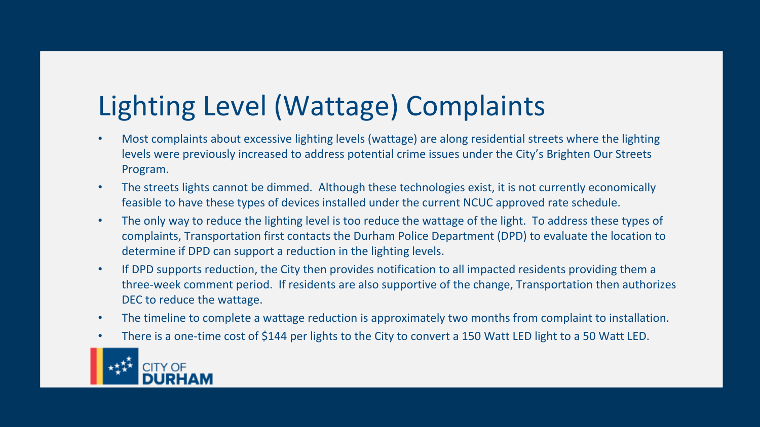# Lighting Level (Wattage) Complaints

- Most complaints about excessive lighting levels (wattage) are along residential streets where the lighting levels were previously increased to address potential crime issues under the City's Brighten Our Streets Program.
- The streets lights cannot be dimmed. Although these technologies exist, it is not currently economically feasible to have these types of devices installed under the current NCUC approved rate schedule.
- The only way to reduce the lighting level is too reduce the wattage of the light. To address these types of complaints, Transportation first contacts the Durham Police Department (DPD) to evaluate the location to determine if DPD can support a reduction in the lighting levels.
- If DPD supports reduction, the City then provides notification to all impacted residents providing them a three-week comment period. If residents are also supportive of the change, Transportation then authorizes DEC to reduce the wattage.
- The timeline to complete a wattage reduction is approximately two months from complaint to installation.
- There is a one-time cost of $144 per lights to the City to convert a 150 Watt LED light to a 50 Watt LED.

CITY OF DURHAM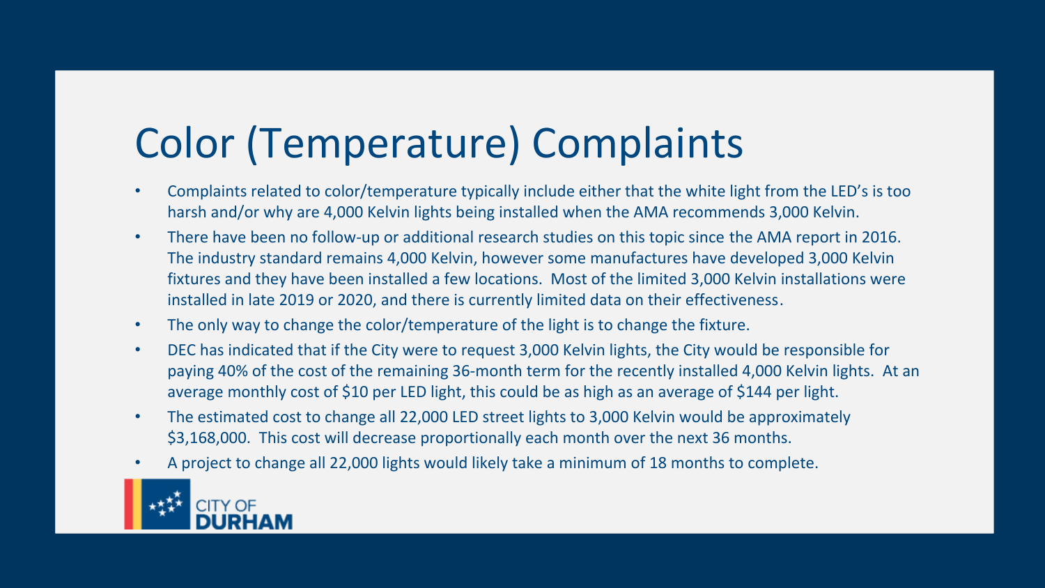# Color (Temperature) Complaints

- Complaints related to color/temperature typically include either that the white light from the LED's is too harsh and/or why are 4,000 Kelvin lights being installed when the AMA recommends 3,000 Kelvin.
- There have been no follow-up or additional research studies on this topic since the AMA report in 2016. The industry standard remains 4,000 Kelvin, however some manufactures have developed 3,000 Kelvin fixtures and they have been installed a few locations. Most of the limited 3,000 Kelvin installations were installed in late 2019 or 2020, and there is currently limited data on their effectiveness.
- The only way to change the color/temperature of the light is to change the fixture.
- DEC has indicated that if the City were to request 3,000 Kelvin lights, the City would be responsible for paying 40% of the cost of the remaining 36-month term for the recently installed 4,000 Kelvin lights. At an average monthly cost of $10 per LED light, this could be as high as an average of $144 per light.
- The estimated cost to change all 22,000 LED street lights to 3,000 Kelvin would be approximately $3,168,000. This cost will decrease proportionally each month over the next 36 months.
- A project to change all 22,000 lights would likely take a minimum of 18 months to complete.

CITY OF DURHAM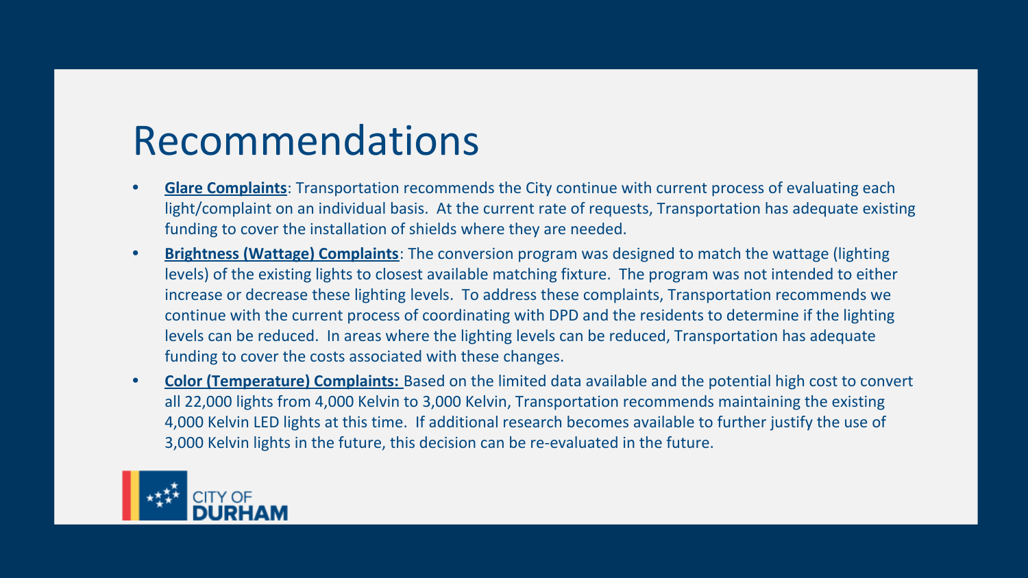# Recommendations

- **Glare Complaints**: Transportation recommends the City continue with current process of evaluating each light/complaint on an individual basis. At the current rate of requests, Transportation has adequate existing funding to cover the installation of shields where they are needed.
- **Brightness (Wattage) Complaints**: The conversion program was designed to match the wattage (lighting levels) of the existing lights to closest available matching fixture. The program was not intended to either increase or decrease these lighting levels. To address these complaints, Transportation recommends we continue with the current process of coordinating with DPD and the residents to determine if the lighting levels can be reduced. In areas where the lighting levels can be reduced, Transportation has adequate funding to cover the costs associated with these changes.
- **Color (Temperature) Complaints:** Based on the limited data available and the potential high cost to convert all 22,000 lights from 4,000 Kelvin to 3,000 Kelvin, Transportation recommends maintaining the existing 4,000 Kelvin LED lights at this time. If additional research becomes available to further justify the use of 3,000 Kelvin lights in the future, this decision can be re-evaluated in the future.

CITY OF DURHAM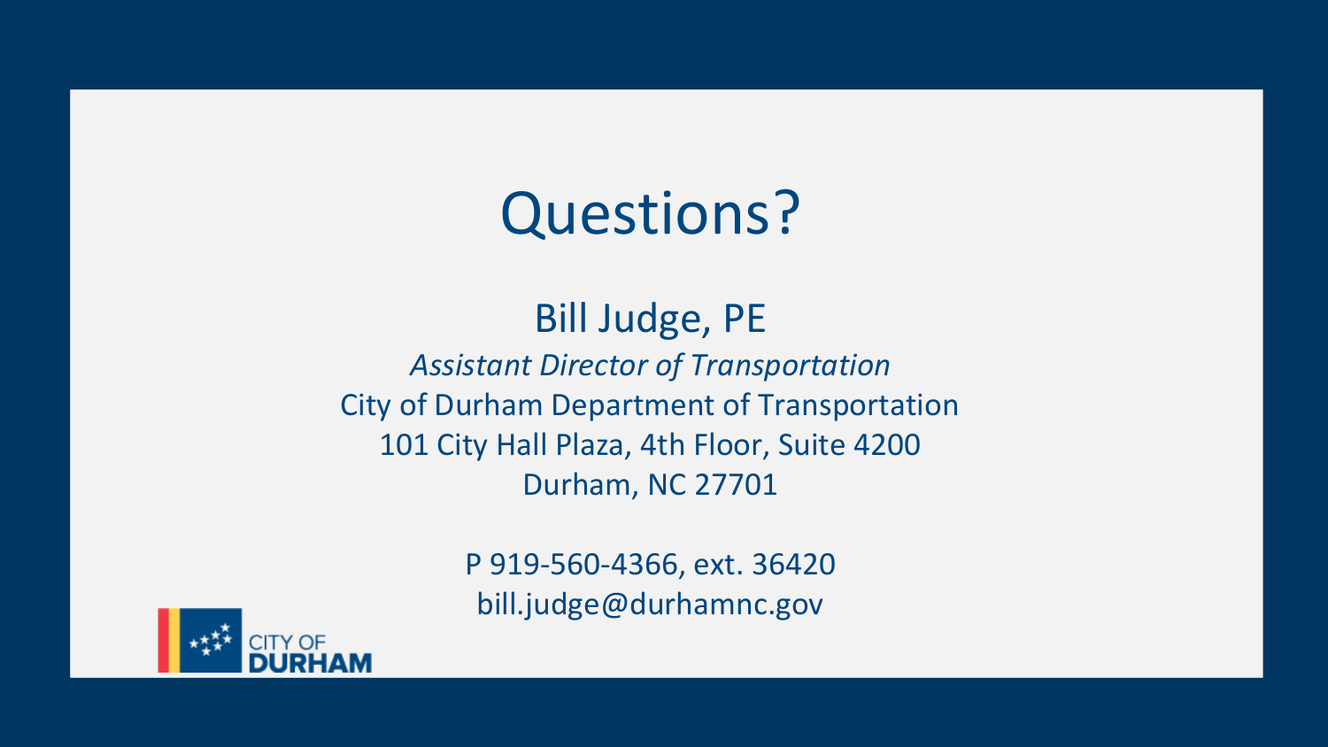# Questions?

Bill Judge, PE

*Assistant Director of Transportation*

City of Durham Department of Transportation

101 City Hall Plaza, 4th Floor, Suite 4200

Durham, NC 27701

P 919-560-4366, ext. 36420

bill.judge@durhamnc.gov

CITY OF DURHAM